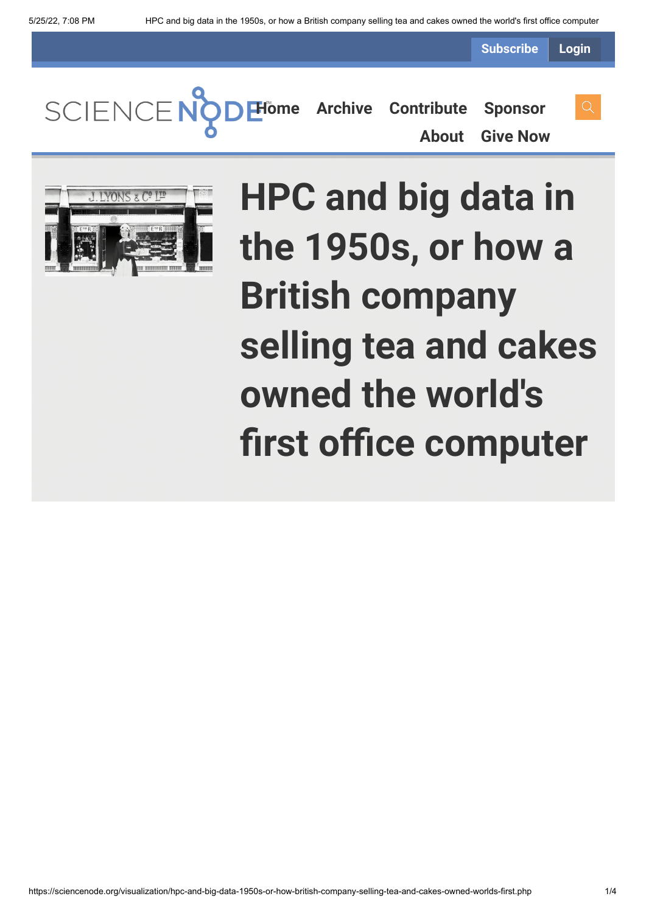Subscribe Login

Home Archive Contribute Sponsor About Give Now

# HPC and big data in the 1950s, or how a British company selling tea and cakes owned the world's first office computer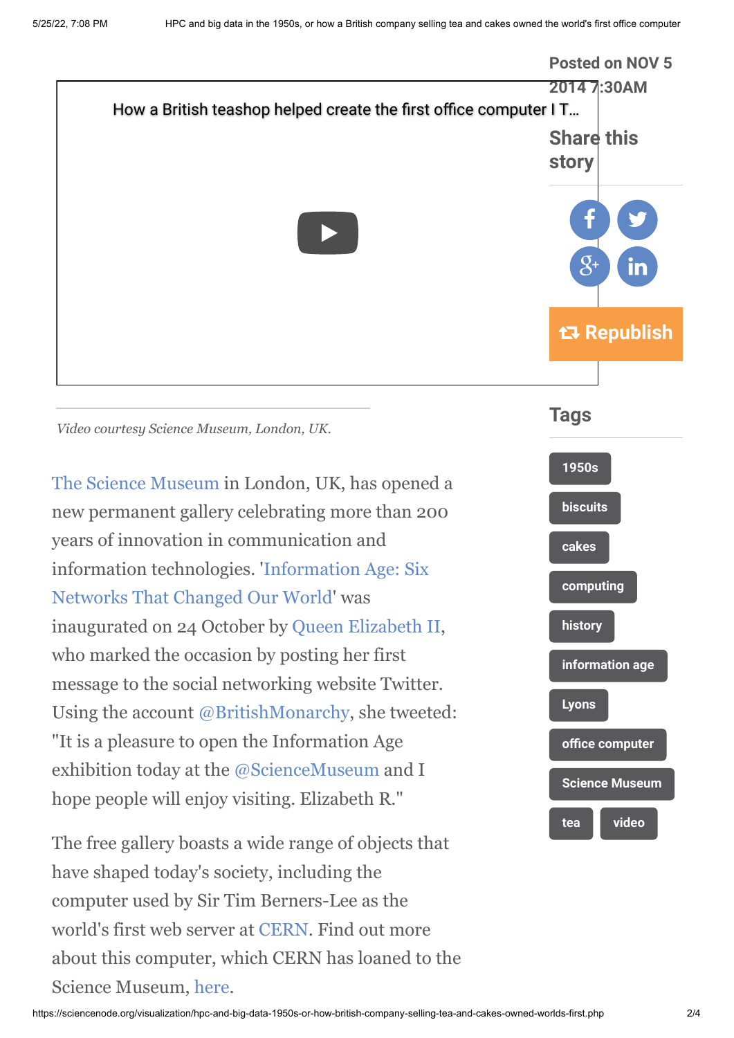Posted on NOV 5 2014 7:30AM

Share this story

Republish

How a British teashop helped create the first office computer I T...

*Video courtesy Science Museum, London, UK.*

## Tags

1950s
biscuits
cakes
computing
history
information age
Lyons
office computer
Science Museum
tea
video

The Science Museum in London, UK, has opened a new permanent gallery celebrating more than 200 years of innovation in communication and information technologies. 'Information Age: Six Networks That Changed Our World' was inaugurated on 24 October by Queen Elizabeth II, who marked the occasion by posting her first message to the social networking website Twitter. Using the account @BritishMonarchy, she tweeted: "It is a pleasure to open the Information Age exhibition today at the @ScienceMuseum and I hope people will enjoy visiting. Elizabeth R."

The free gallery boasts a wide range of objects that have shaped today's society, including the computer used by Sir Tim Berners-Lee as the world's first web server at CERN. Find out more about this computer, which CERN has loaned to the Science Museum, here.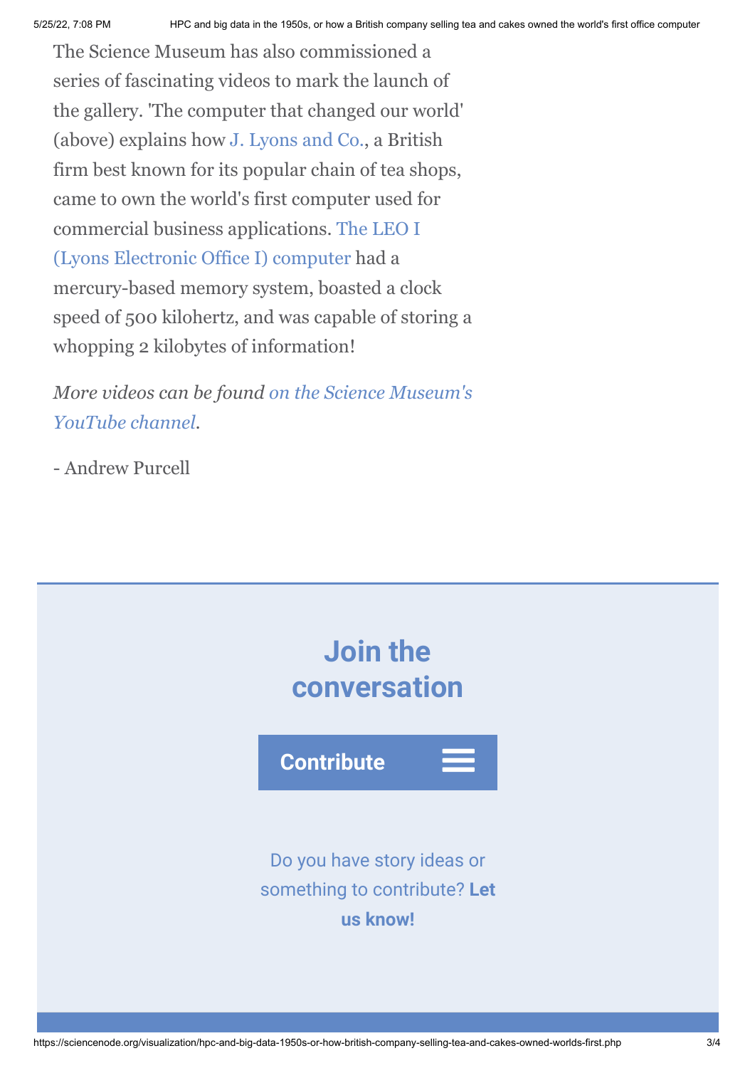The Science Museum has also commissioned a series of fascinating videos to mark the launch of the gallery. 'The computer that changed our world' (above) explains how J. Lyons and Co., a British firm best known for its popular chain of tea shops, came to own the world's first computer used for commercial business applications. The LEO I (Lyons Electronic Office I) computer had a mercury-based memory system, boasted a clock speed of 500 kilohertz, and was capable of storing a whopping 2 kilobytes of information!

*More videos can be found on the Science Museum's YouTube channel.*

- Andrew Purcell

## Join the conversation

**Contribute**

Do you have story ideas or something to contribute? **Let us know!**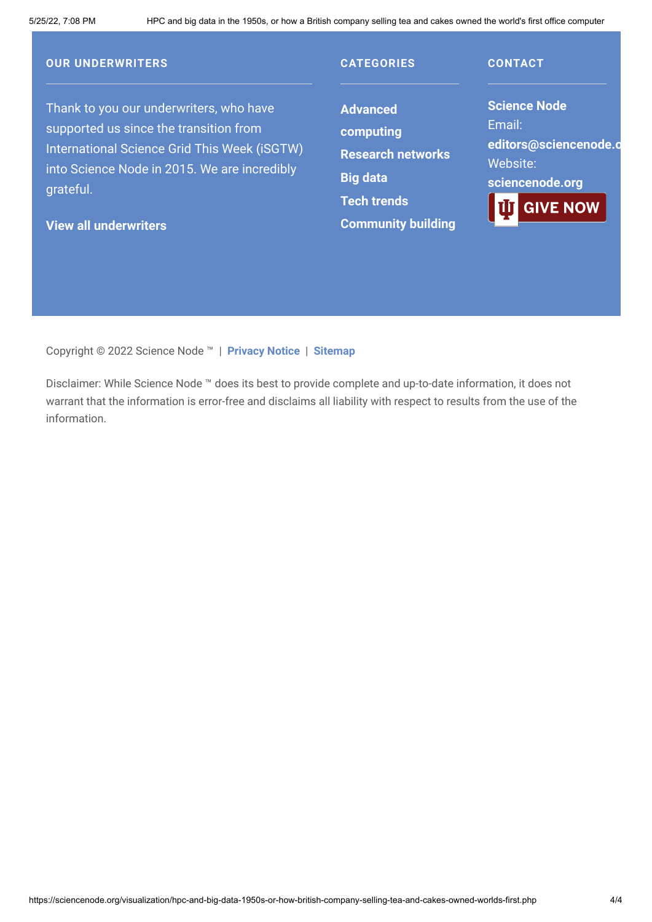## OUR UNDERWRITERS

Thank to you our underwriters, who have supported us since the transition from International Science Grid This Week (iSGTW) into Science Node in 2015. We are incredibly grateful.

**View all underwriters**

## CATEGORIES

**Advanced computing**

**Research networks**

**Big data**

**Tech trends**

**Community building**

## CONTACT

**Science Node**

Email:

**editors@sciencenode.o**

Website:

**sciencenode.org**

GIVE NOW

Copyright © 2022 Science Node ™ | **Privacy Notice** | **Sitemap**

Disclaimer: While Science Node ™ does its best to provide complete and up-to-date information, it does not warrant that the information is error-free and disclaims all liability with respect to results from the use of the information.